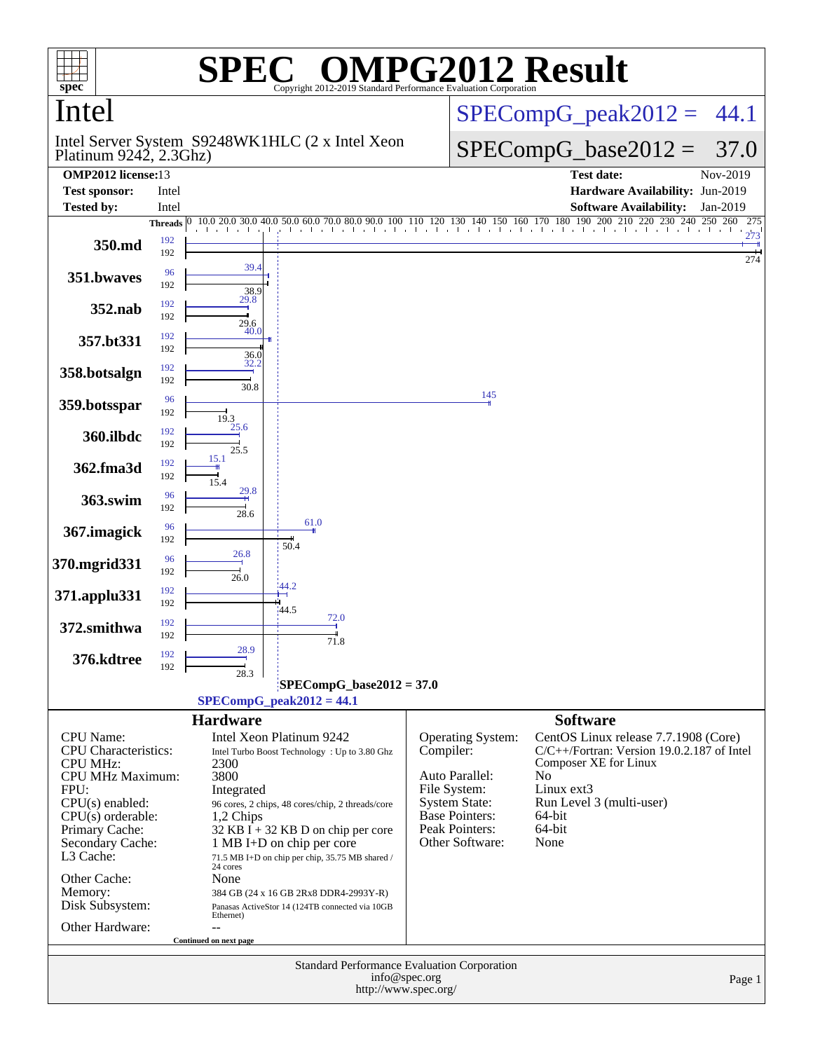# SPEC OMPG2012 Result

Copyright 2012-2019 Standard Performance Evaluation Corporation

## Intel

Intel Server System S9248WK1HLC (2 x Intel Xeon Platinum 9242, 2.3Ghz)

SPECompG_peak2012 = 44.1

SPECompG_base2012 = 37.0

| | | | |
|---|---|---|---|
| **OMP2012 license:** | 13 | **Test date:** | Nov-2019 |
| **Test sponsor:** | Intel | **Hardware Availability:** | Jun-2019 |
| **Tested by:** | Intel | **Software Availability:** | Jan-2019 |

| Benchmark | Peak Threads | Base Threads | Peak | Base |
|---|---|---|---|---|
| 350.md | 192 | 192 | 273 | 274 |
| 351.bwaves | 96 | 192 | 39.4 | 38.9 |
| 352.nab | 192 | 192 | 29.8 | 29.6 |
| 357.bt331 | 192 | 192 | 40.0 | 36.0 |
| 358.botsalgn | 192 | 192 | 32.2 | 30.8 |
| 359.botsspar | 96 | 192 | 145 | 19.3 |
| 360.ilbdc | 192 | 192 | 25.6 | 25.5 |
| 362.fma3d | 192 | 192 | 15.1 | 15.4 |
| 363.swim | 96 | 192 | 29.8 | 28.6 |
| 367.imagick | 96 | 192 | 61.0 | 50.4 |
| 370.mgrid331 | 96 | 192 | 26.8 | 26.0 |
| 371.applu331 | 192 | 192 | 44.2 | 44.5 |
| 372.smithwa | 192 | 192 | 72.0 | 71.8 |
| 376.kdtree | 192 | 192 | 28.9 | 28.3 |

SPECompG_base2012 = 37.0

SPECompG_peak2012 = 44.1

### Hardware

| | |
|---|---|
| CPU Name: | Intel Xeon Platinum 9242 |
| CPU Characteristics: | Intel Turbo Boost Technology : Up to 3.80 Ghz |
| CPU MHz: | 2300 |
| CPU MHz Maximum: | 3800 |
| FPU: | Integrated |
| CPU(s) enabled: | 96 cores, 2 chips, 48 cores/chip, 2 threads/core |
| CPU(s) orderable: | 1,2 Chips |
| Primary Cache: | 32 KB I + 32 KB D on chip per core |
| Secondary Cache: | 1 MB I+D on chip per core |
| L3 Cache: | 71.5 MB I+D on chip per chip, 35.75 MB shared / 24 cores |
| Other Cache: | None |
| Memory: | 384 GB (24 x 16 GB 2Rx8 DDR4-2993Y-R) |
| Disk Subsystem: | Panasas ActiveStor 14 (124TB connected via 10GB Ethernet) |
| Other Hardware: | -- |

Continued on next page

### Software

| | |
|---|---|
| Operating System: | CentOS Linux release 7.7.1908 (Core) |
| Compiler: | C/C++/Fortran: Version 19.0.2.187 of Intel Composer XE for Linux |
| Auto Parallel: | No |
| File System: | Linux ext3 |
| System State: | Run Level 3 (multi-user) |
| Base Pointers: | 64-bit |
| Peak Pointers: | 64-bit |
| Other Software: | None |

Standard Performance Evaluation Corporation
info@spec.org
http://www.spec.org/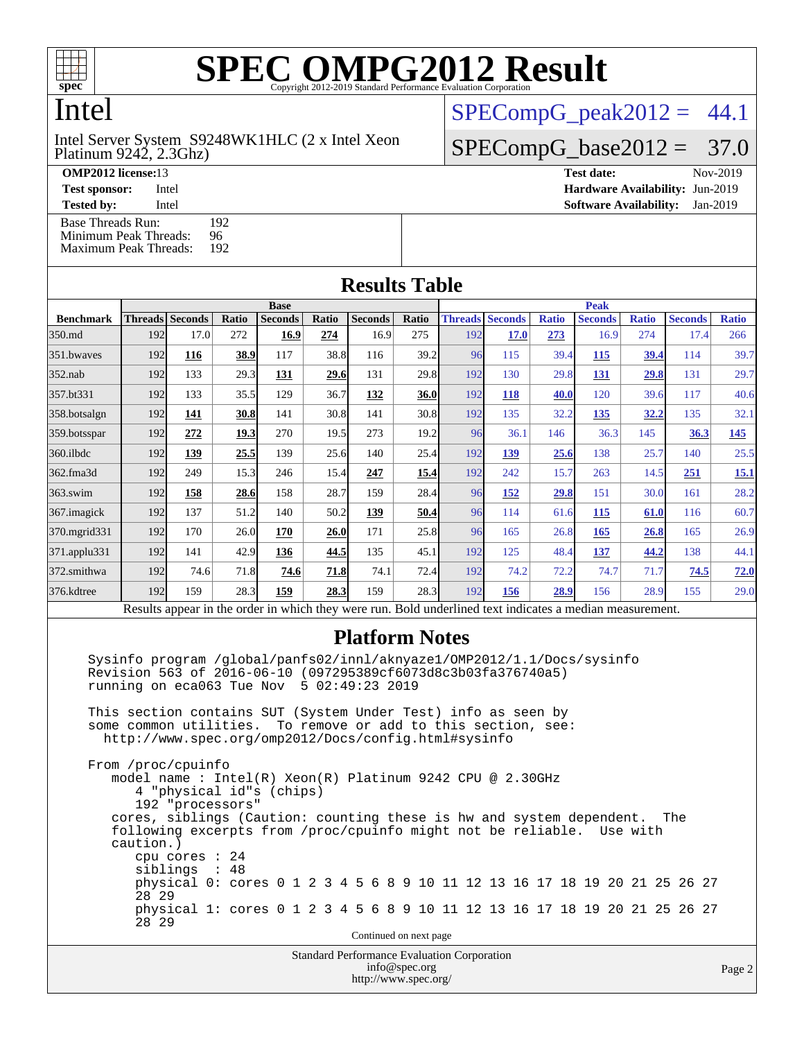# SPEC OMPG2012 Result

Copyright 2012-2019 Standard Performance Evaluation Corporation

# Intel

Intel Server System S9248WK1HLC (2 x Intel Xeon Platinum 9242, 2.3Ghz)

SPECompG_peak2012 = 44.1

SPECompG_base2012 = 37.0

**OMP2012 license:** 13 **Test date:** Nov-2019

**Test sponsor:** Intel **Hardware Availability:** Jun-2019

**Tested by:** Intel **Software Availability:** Jan-2019

Base Threads Run: 192
Minimum Peak Threads: 96
Maximum Peak Threads: 192

## Results Table

| | Base | | | | | | | Peak | | | | | | |
|---|---|---|---|---|---|---|---|---|---|---|---|---|---|---|
| **Benchmark** | **Threads** | **Seconds** | **Ratio** | **Seconds** | **Ratio** | **Seconds** | **Ratio** | **Threads** | **Seconds** | **Ratio** | **Seconds** | **Ratio** | **Seconds** | **Ratio** |
| 350.md | 192 | 17.0 | 272 | **16.9** | **274** | 16.9 | 275 | 192 | **17.0** | **273** | 16.9 | 274 | 17.4 | 266 |
| 351.bwaves | 192 | **116** | **38.9** | 117 | 38.8 | 116 | 39.2 | 96 | 115 | 39.4 | **115** | **39.4** | 114 | 39.7 |
| 352.nab | 192 | 133 | 29.3 | **131** | **29.6** | 131 | 29.8 | 192 | 130 | 29.8 | **131** | **29.8** | 131 | 29.7 |
| 357.bt331 | 192 | 133 | 35.5 | 129 | 36.7 | **132** | **36.0** | 192 | **118** | **40.0** | 120 | 39.6 | 117 | 40.6 |
| 358.botsalgn | 192 | **141** | **30.8** | 141 | 30.8 | 141 | 30.8 | 192 | 135 | 32.2 | **135** | **32.2** | 135 | 32.1 |
| 359.botsspar | 192 | **272** | **19.3** | 270 | 19.5 | 273 | 19.2 | 96 | 36.1 | 146 | 36.3 | 145 | **36.3** | **145** |
| 360.ilbdc | 192 | **139** | **25.5** | 139 | 25.6 | 140 | 25.4 | 192 | **139** | **25.6** | 138 | 25.7 | 140 | 25.5 |
| 362.fma3d | 192 | 249 | 15.3 | 246 | 15.4 | **247** | **15.4** | 192 | 242 | 15.7 | 263 | 14.5 | **251** | **15.1** |
| 363.swim | 192 | **158** | **28.6** | 158 | 28.7 | 159 | 28.4 | 96 | **152** | **29.8** | 151 | 30.0 | 161 | 28.2 |
| 367.imagick | 192 | 137 | 51.2 | 140 | 50.2 | **139** | **50.4** | 96 | 114 | 61.6 | **115** | **61.0** | 116 | 60.7 |
| 370.mgrid331 | 192 | 170 | 26.0 | **170** | **26.0** | 171 | 25.8 | 96 | 165 | 26.8 | **165** | **26.8** | 165 | 26.9 |
| 371.applu331 | 192 | 141 | 42.9 | **136** | **44.5** | 135 | 45.1 | 192 | 125 | 48.4 | **137** | **44.2** | 138 | 44.1 |
| 372.smithwa | 192 | 74.6 | 71.8 | **74.6** | **71.8** | 74.1 | 72.4 | 192 | 74.2 | 72.2 | 74.7 | 71.7 | **74.5** | **72.0** |
| 376.kdtree | 192 | 159 | 28.3 | **159** | **28.3** | 159 | 28.3 | 192 | **156** | **28.9** | 156 | 28.9 | 155 | 29.0 |

Results appear in the order in which they were run. Bold underlined text indicates a median measurement.

## Platform Notes

```
Sysinfo program /global/panfs02/innl/aknyaze1/OMP2012/1.1/Docs/sysinfo
Revision 563 of 2016-06-10 (097295389cf6073d8c3b03fa376740a5)
running on eca063 Tue Nov  5 02:49:23 2019

This section contains SUT (System Under Test) info as seen by
some common utilities.  To remove or add to this section, see:
  http://www.spec.org/omp2012/Docs/config.html#sysinfo

From /proc/cpuinfo
   model name : Intel(R) Xeon(R) Platinum 9242 CPU @ 2.30GHz
      4 "physical id"s (chips)
      192 "processors"
   cores, siblings (Caution: counting these is hw and system dependent.  The
   following excerpts from /proc/cpuinfo might not be reliable.  Use with
   caution.)
      cpu cores : 24
      siblings  : 48
      physical 0: cores 0 1 2 3 4 5 6 8 9 10 11 12 13 16 17 18 19 20 21 25 26 27
      28 29
      physical 1: cores 0 1 2 3 4 5 6 8 9 10 11 12 13 16 17 18 19 20 21 25 26 27
      28 29
```

Continued on next page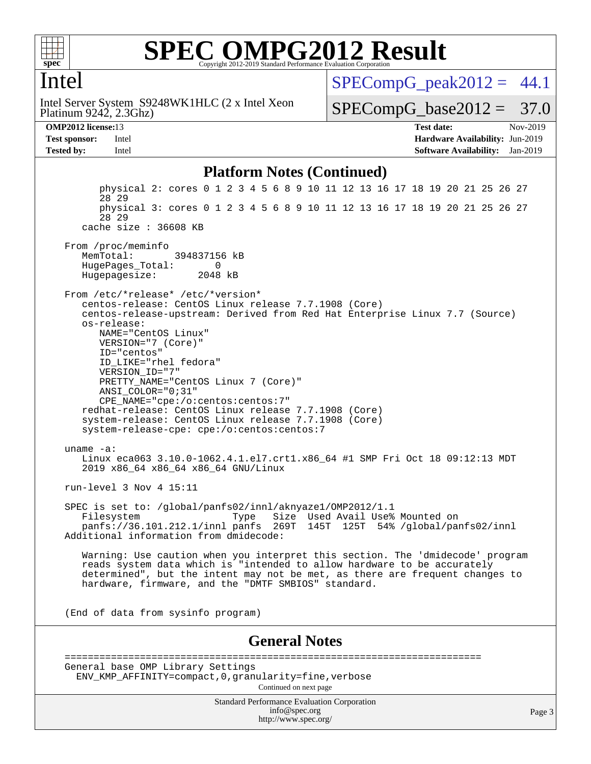## Platform Notes (Continued)

```
        physical 2: cores 0 1 2 3 4 5 6 8 9 10 11 12 13 16 17 18 19 20 21 25 26 27
        28 29
        physical 3: cores 0 1 2 3 4 5 6 8 9 10 11 12 13 16 17 18 19 20 21 25 26 27
        28 29
     cache size : 36608 KB

  From /proc/meminfo
     MemTotal:       394837156 kB
     HugePages_Total:       0
     Hugepagesize:       2048 kB

  From /etc/*release* /etc/*version*
     centos-release: CentOS Linux release 7.7.1908 (Core)
     centos-release-upstream: Derived from Red Hat Enterprise Linux 7.7 (Source)
     os-release:
        NAME="CentOS Linux"
        VERSION="7 (Core)"
        ID="centos"
        ID_LIKE="rhel fedora"
        VERSION_ID="7"
        PRETTY_NAME="CentOS Linux 7 (Core)"
        ANSI_COLOR="0;31"
        CPE_NAME="cpe:/o:centos:centos:7"
     redhat-release: CentOS Linux release 7.7.1908 (Core)
     system-release: CentOS Linux release 7.7.1908 (Core)
     system-release-cpe: cpe:/o:centos:centos:7

  uname -a:
     Linux eca063 3.10.0-1062.4.1.el7.crt1.x86_64 #1 SMP Fri Oct 18 09:12:13 MDT
     2019 x86_64 x86_64 x86_64 GNU/Linux

  run-level 3 Nov 4 15:11

  SPEC is set to: /global/panfs02/innl/aknyaze1/OMP2012/1.1
     Filesystem                Type   Size  Used Avail Use% Mounted on
     panfs://36.101.212.1/innl panfs  269T  145T  125T  54% /global/panfs02/innl
  Additional information from dmidecode:

     Warning: Use caution when you interpret this section. The 'dmidecode' program
     reads system data which is "intended to allow hardware to be accurately
     determined", but the intent may not be met, as there are frequent changes to
     hardware, firmware, and the "DMTF SMBIOS" standard.


  (End of data from sysinfo program)
```

## General Notes

```
  ========================================================================
  General base OMP Library Settings
    ENV_KMP_AFFINITY=compact,0,granularity=fine,verbose
```

Continued on next page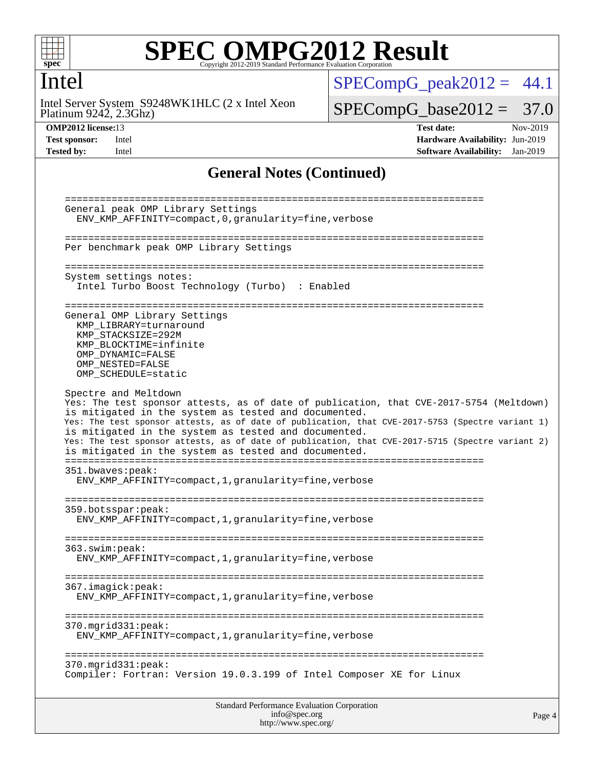## General Notes (Continued)

```
========================================================================
General peak OMP Library Settings
  ENV_KMP_AFFINITY=compact,0,granularity=fine,verbose

========================================================================
Per benchmark peak OMP Library Settings

========================================================================
System settings notes:
  Intel Turbo Boost Technology (Turbo)  : Enabled

========================================================================
General OMP Library Settings
  KMP_LIBRARY=turnaround
  KMP_STACKSIZE=292M
  KMP_BLOCKTIME=infinite
  OMP_DYNAMIC=FALSE
  OMP_NESTED=FALSE
  OMP_SCHEDULE=static

Spectre and Meltdown
Yes: The test sponsor attests, as of date of publication, that CVE-2017-5754 (Meltdown)
is mitigated in the system as tested and documented.
Yes: The test sponsor attests, as of date of publication, that CVE-2017-5753 (Spectre variant 1)
is mitigated in the system as tested and documented.
Yes: The test sponsor attests, as of date of publication, that CVE-2017-5715 (Spectre variant 2)
is mitigated in the system as tested and documented.
========================================================================
351.bwaves:peak:
  ENV_KMP_AFFINITY=compact,1,granularity=fine,verbose

========================================================================
359.botsspar:peak:
  ENV_KMP_AFFINITY=compact,1,granularity=fine,verbose

========================================================================
363.swim:peak:
  ENV_KMP_AFFINITY=compact,1,granularity=fine,verbose

========================================================================
367.imagick:peak:
  ENV_KMP_AFFINITY=compact,1,granularity=fine,verbose

========================================================================
370.mgrid331:peak:
  ENV_KMP_AFFINITY=compact,1,granularity=fine,verbose

========================================================================
370.mgrid331:peak:
Compiler: Fortran: Version 19.0.3.199 of Intel Composer XE for Linux
```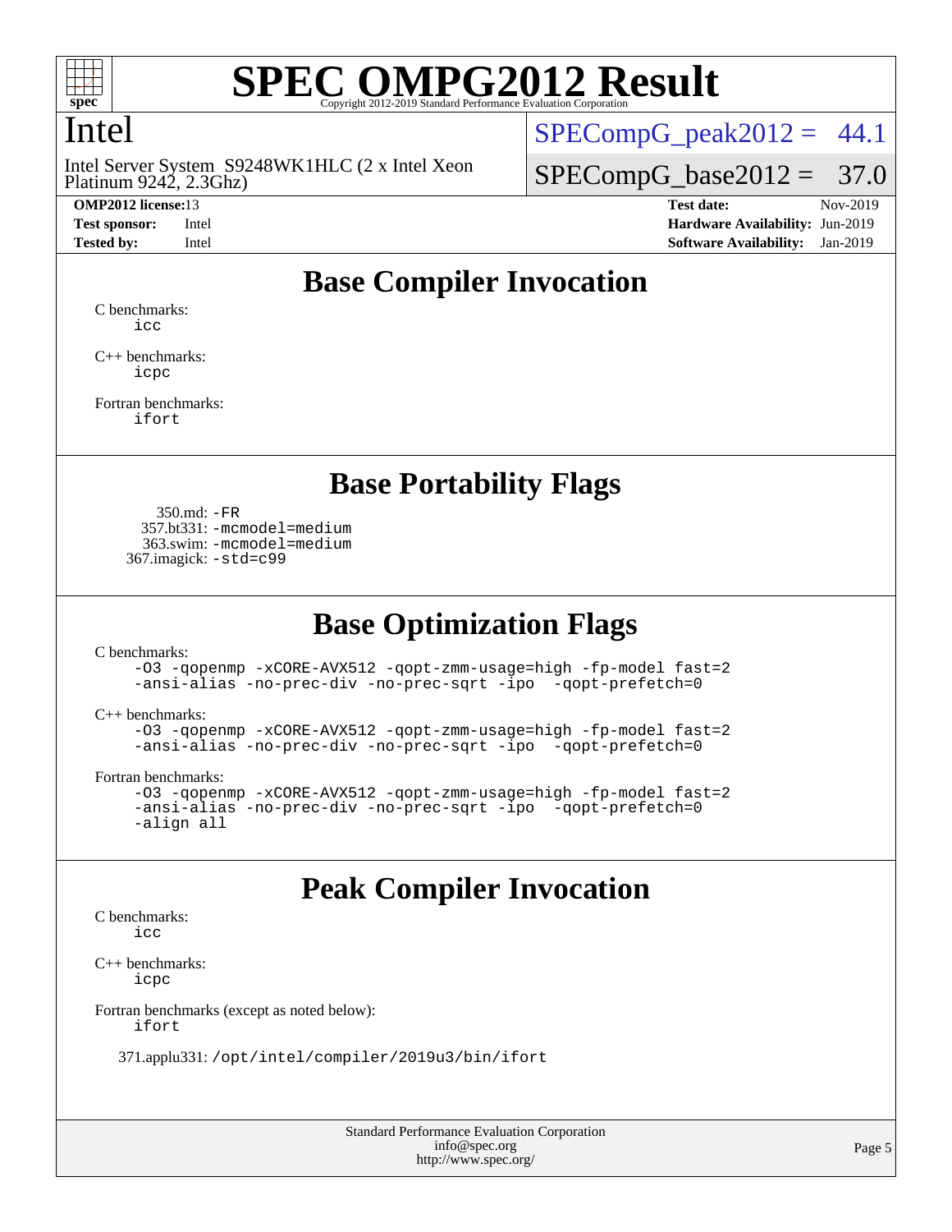# SPEC OMPG2012 Result

Copyright 2012-2019 Standard Performance Evaluation Corporation

## Intel

Intel Server System S9248WK1HLC (2 x Intel Xeon Platinum 9242, 2.3Ghz)

SPECompG_peak2012 = 44.1

SPECompG_base2012 = 37.0

| | | | |
|---|---|---|---|
| **OMP2012 license:** | 13 | **Test date:** | Nov-2019 |
| **Test sponsor:** | Intel | **Hardware Availability:** | Jun-2019 |
| **Tested by:** | Intel | **Software Availability:** | Jan-2019 |

## Base Compiler Invocation

C benchmarks:
```
icc
```

C++ benchmarks:
```
icpc
```

Fortran benchmarks:
```
ifort
```

## Base Portability Flags

350.md: `-FR`
357.bt331: `-mcmodel=medium`
363.swim: `-mcmodel=medium`
367.imagick: `-std=c99`

## Base Optimization Flags

C benchmarks:
```
-O3 -qopenmp -xCORE-AVX512 -qopt-zmm-usage=high -fp-model fast=2
-ansi-alias -no-prec-div -no-prec-sqrt -ipo  -qopt-prefetch=0
```

C++ benchmarks:
```
-O3 -qopenmp -xCORE-AVX512 -qopt-zmm-usage=high -fp-model fast=2
-ansi-alias -no-prec-div -no-prec-sqrt -ipo  -qopt-prefetch=0
```

Fortran benchmarks:
```
-O3 -qopenmp -xCORE-AVX512 -qopt-zmm-usage=high -fp-model fast=2
-ansi-alias -no-prec-div -no-prec-sqrt -ipo  -qopt-prefetch=0
-align all
```

## Peak Compiler Invocation

C benchmarks:
```
icc
```

C++ benchmarks:
```
icpc
```

Fortran benchmarks (except as noted below):
```
ifort
```

371.applu331: `/opt/intel/compiler/2019u3/bin/ifort`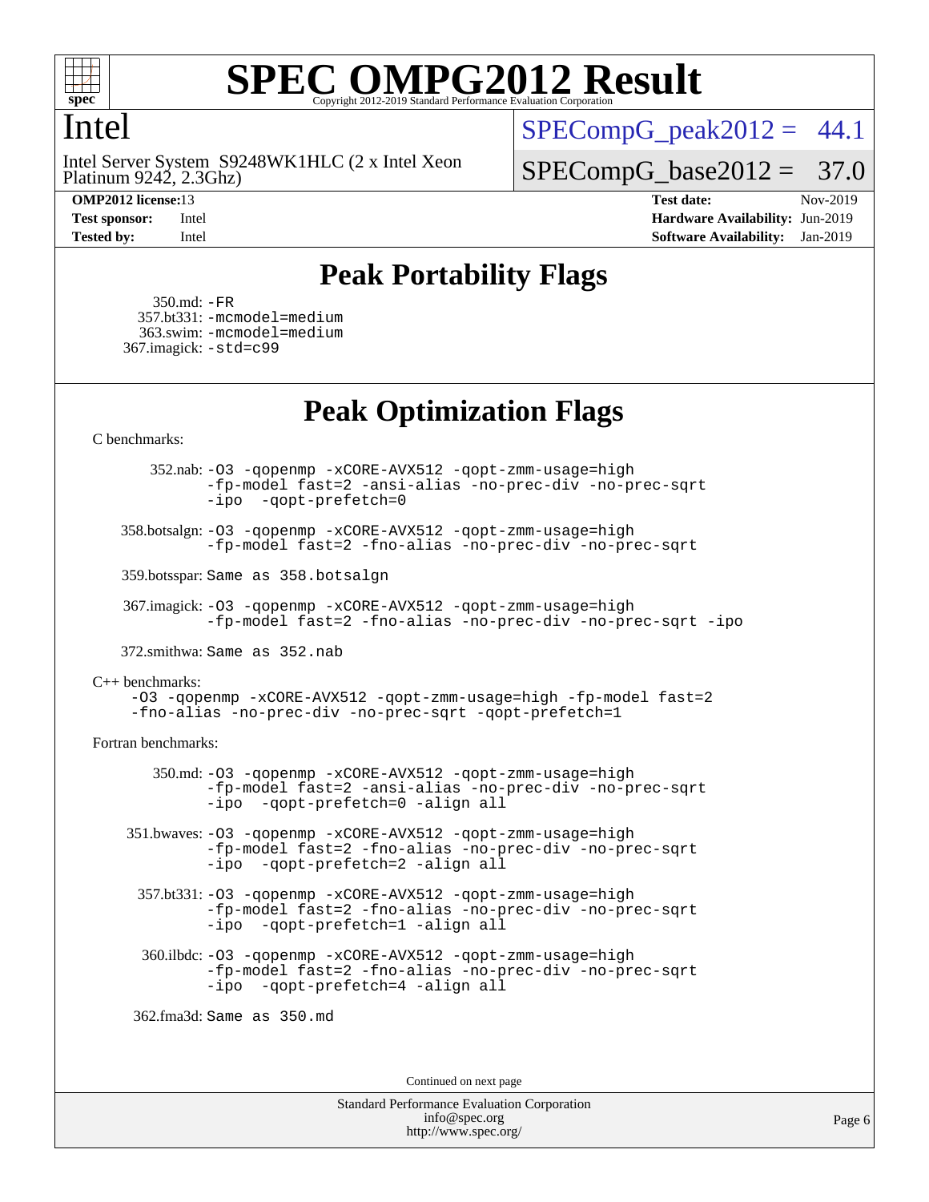# SPEC OMPG2012 Result

Copyright 2012-2019 Standard Performance Evaluation Corporation

## Intel

Intel Server System S9248WK1HLC (2 x Intel Xeon Platinum 9242, 2.3Ghz)

SPECompG_peak2012 = 44.1

SPECompG_base2012 = 37.0

**OMP2012 license:** 13
**Test sponsor:** Intel
**Tested by:** Intel

**Test date:** Nov-2019
**Hardware Availability:** Jun-2019
**Software Availability:** Jan-2019

## Peak Portability Flags

350.md: -FR
357.bt331: -mcmodel=medium
363.swim: -mcmodel=medium
367.imagick: -std=c99

## Peak Optimization Flags

C benchmarks:

352.nab: -O3 -qopenmp -xCORE-AVX512 -qopt-zmm-usage=high -fp-model fast=2 -ansi-alias -no-prec-div -no-prec-sqrt -ipo -qopt-prefetch=0

358.botsalgn: -O3 -qopenmp -xCORE-AVX512 -qopt-zmm-usage=high -fp-model fast=2 -fno-alias -no-prec-div -no-prec-sqrt

359.botsspar: Same as 358.botsalgn

367.imagick: -O3 -qopenmp -xCORE-AVX512 -qopt-zmm-usage=high -fp-model fast=2 -fno-alias -no-prec-div -no-prec-sqrt -ipo

372.smithwa: Same as 352.nab

C++ benchmarks:

-O3 -qopenmp -xCORE-AVX512 -qopt-zmm-usage=high -fp-model fast=2 -fno-alias -no-prec-div -no-prec-sqrt -qopt-prefetch=1

Fortran benchmarks:

350.md: -O3 -qopenmp -xCORE-AVX512 -qopt-zmm-usage=high -fp-model fast=2 -ansi-alias -no-prec-div -no-prec-sqrt -ipo -qopt-prefetch=0 -align all

351.bwaves: -O3 -qopenmp -xCORE-AVX512 -qopt-zmm-usage=high -fp-model fast=2 -fno-alias -no-prec-div -no-prec-sqrt -ipo -qopt-prefetch=2 -align all

357.bt331: -O3 -qopenmp -xCORE-AVX512 -qopt-zmm-usage=high -fp-model fast=2 -fno-alias -no-prec-div -no-prec-sqrt -ipo -qopt-prefetch=1 -align all

360.ilbdc: -O3 -qopenmp -xCORE-AVX512 -qopt-zmm-usage=high -fp-model fast=2 -fno-alias -no-prec-div -no-prec-sqrt -ipo -qopt-prefetch=4 -align all

362.fma3d: Same as 350.md

Continued on next page

Standard Performance Evaluation Corporation
info@spec.org
http://www.spec.org/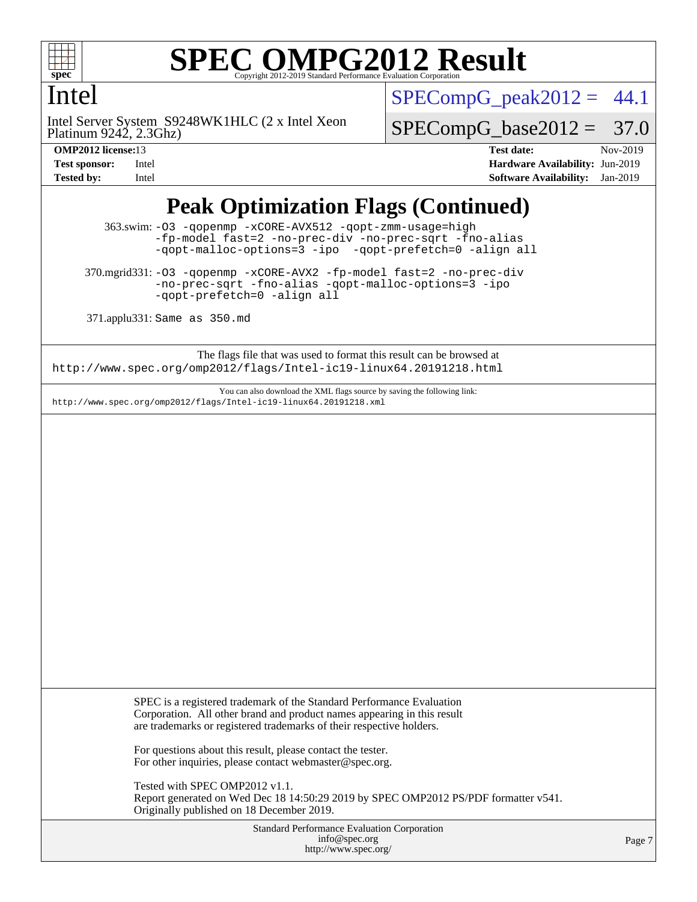# Peak Optimization Flags (Continued)

363.swim: `-O3 -qopenmp -xCORE-AVX512 -qopt-zmm-usage=high -fp-model fast=2 -no-prec-div -no-prec-sqrt -fno-alias -qopt-malloc-options=3 -ipo -qopt-prefetch=0 -align all`

370.mgrid331: `-O3 -qopenmp -xCORE-AVX2 -fp-model fast=2 -no-prec-div -no-prec-sqrt -fno-alias -qopt-malloc-options=3 -ipo -qopt-prefetch=0 -align all`

371.applu331: Same as 350.md

The flags file that was used to format this result can be browsed at
http://www.spec.org/omp2012/flags/Intel-ic19-linux64.20191218.html

You can also download the XML flags source by saving the following link:
http://www.spec.org/omp2012/flags/Intel-ic19-linux64.20191218.xml

SPEC is a registered trademark of the Standard Performance Evaluation Corporation. All other brand and product names appearing in this result are trademarks or registered trademarks of their respective holders.

For questions about this result, please contact the tester.
For other inquiries, please contact webmaster@spec.org.

Tested with SPEC OMP2012 v1.1.
Report generated on Wed Dec 18 14:50:29 2019 by SPEC OMP2012 PS/PDF formatter v541.
Originally published on 18 December 2019.